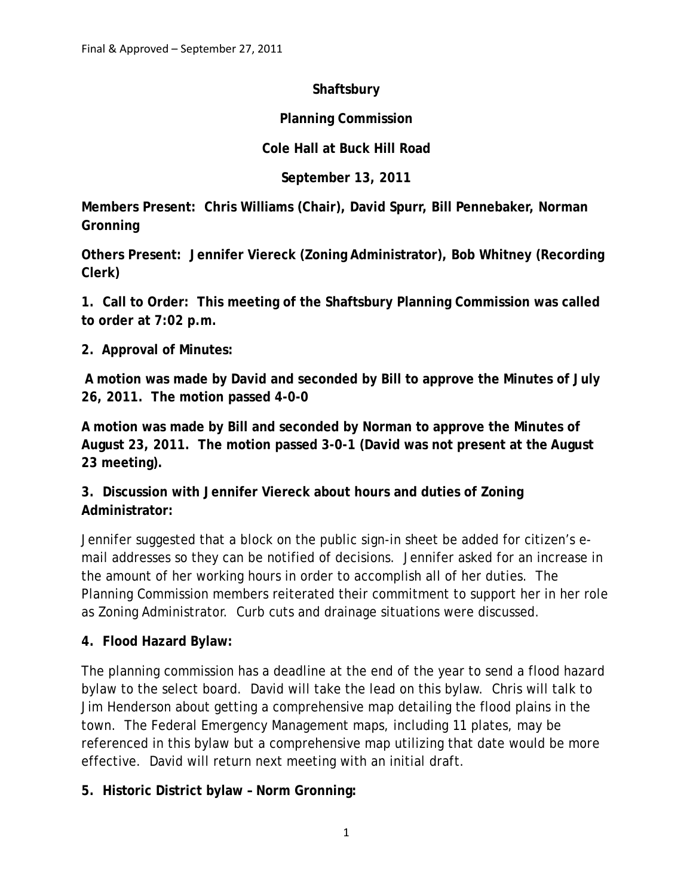Final & Approved – September 27, 2011

**Shaftsbury**

**Planning Commission**

**Cole Hall at Buck Hill Road**

**September 13, 2011**

**Members Present: Chris Williams (Chair), David Spurr, Bill Pennebaker, Norman Gronning**

**Others Present: Jennifer Viereck (Zoning Administrator), Bob Whitney (Recording Clerk)**

**1. Call to Order: This meeting of the Shaftsbury Planning Commission was called to order at 7:02 p.m.**

**2. Approval of Minutes:**

**A motion was made by David and seconded by Bill to approve the Minutes of July 26, 2011. The motion passed 4-0-0**

**A motion was made by Bill and seconded by Norman to approve the Minutes of August 23, 2011. The motion passed 3-0-1 (David was not present at the August 23 meeting).**

**3. Discussion with Jennifer Viereck about hours and duties of Zoning Administrator:**

Jennifer suggested that a block on the public sign-in sheet be added for citizen's e-mail addresses so they can be notified of decisions. Jennifer asked for an increase in the amount of her working hours in order to accomplish all of her duties. The Planning Commission members reiterated their commitment to support her in her role as Zoning Administrator. Curb cuts and drainage situations were discussed.

**4. Flood Hazard Bylaw:**

The planning commission has a deadline at the end of the year to send a flood hazard bylaw to the select board. David will take the lead on this bylaw. Chris will talk to Jim Henderson about getting a comprehensive map detailing the flood plains in the town. The Federal Emergency Management maps, including 11 plates, may be referenced in this bylaw but a comprehensive map utilizing that date would be more effective. David will return next meeting with an initial draft.

**5. Historic District bylaw – Norm Gronning:**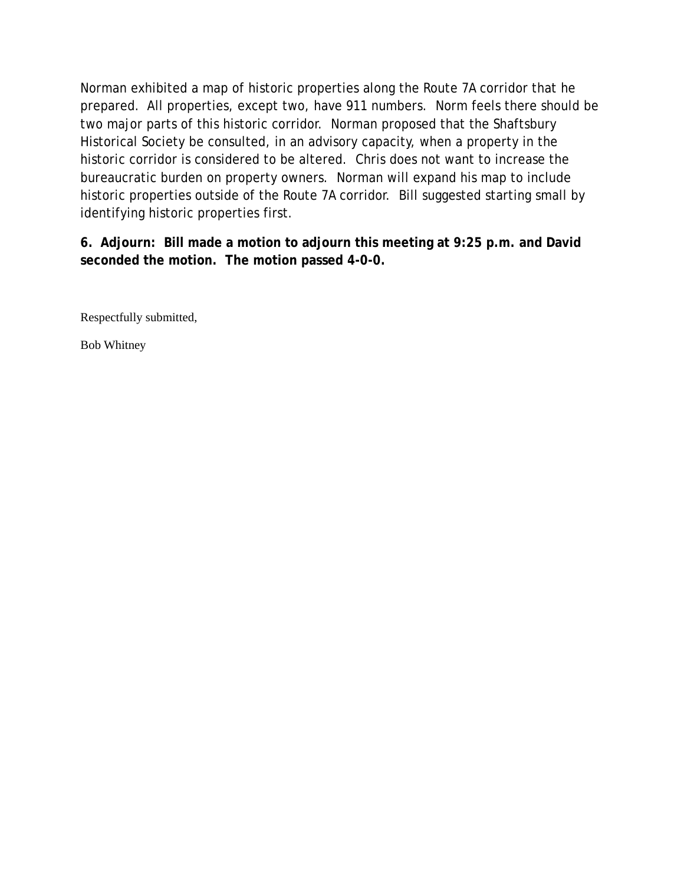Norman exhibited a map of historic properties along the Route 7A corridor that he prepared. All properties, except two, have 911 numbers. Norm feels there should be two major parts of this historic corridor. Norman proposed that the Shaftsbury Historical Society be consulted, in an advisory capacity, when a property in the historic corridor is considered to be altered. Chris does not want to increase the bureaucratic burden on property owners. Norman will expand his map to include historic properties outside of the Route 7A corridor. Bill suggested starting small by identifying historic properties first.

**6. Adjourn: Bill made a motion to adjourn this meeting at 9:25 p.m. and David seconded the motion. The motion passed 4-0-0.**

Respectfully submitted,

Bob Whitney